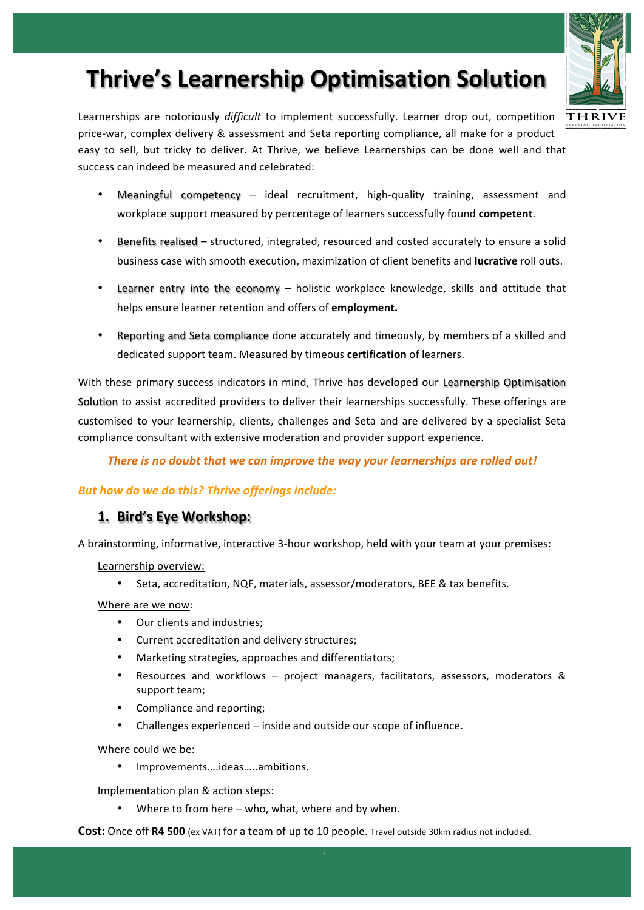# Thrive's Learnership Optimisation Solution

Learnerships are notoriously *difficult* to implement successfully. Learner drop out, competition price-war, complex delivery & assessment and Seta reporting compliance, all make for a product easy to sell, but tricky to deliver. At Thrive, we believe Learnerships can be done well and that success can indeed be measured and celebrated:

- Meaningful competency – ideal recruitment, high-quality training, assessment and workplace support measured by percentage of learners successfully found **competent**.
- Benefits realised – structured, integrated, resourced and costed accurately to ensure a solid business case with smooth execution, maximization of client benefits and **lucrative** roll outs.
- Learner entry into the economy – holistic workplace knowledge, skills and attitude that helps ensure learner retention and offers of **employment.**
- Reporting and Seta compliance done accurately and timeously, by members of a skilled and dedicated support team. Measured by timeous **certification** of learners.

With these primary success indicators in mind, Thrive has developed our Learnership Optimisation Solution to assist accredited providers to deliver their learnerships successfully. These offerings are customised to your learnership, clients, challenges and Seta and are delivered by a specialist Seta compliance consultant with extensive moderation and provider support experience.

***There is no doubt that we can improve the way your learnerships are rolled out!***

***But how do we do this? Thrive offerings include:***

## 1. Bird's Eye Workshop:

A brainstorming, informative, interactive 3-hour workshop, held with your team at your premises:

<u>Learnership overview:</u>

- Seta, accreditation, NQF, materials, assessor/moderators, BEE & tax benefits.

<u>Where are we now</u>:

- Our clients and industries;
- Current accreditation and delivery structures;
- Marketing strategies, approaches and differentiators;
- Resources and workflows – project managers, facilitators, assessors, moderators & support team;
- Compliance and reporting;
- Challenges experienced – inside and outside our scope of influence.

<u>Where could we be</u>:

- Improvements….ideas…..ambitions.

<u>Implementation plan & action steps</u>:

- Where to from here – who, what, where and by when.

**<u>Cost</u>:** Once off **R4 500** (ex VAT) for a team of up to 10 people. Travel outside 30km radius not included.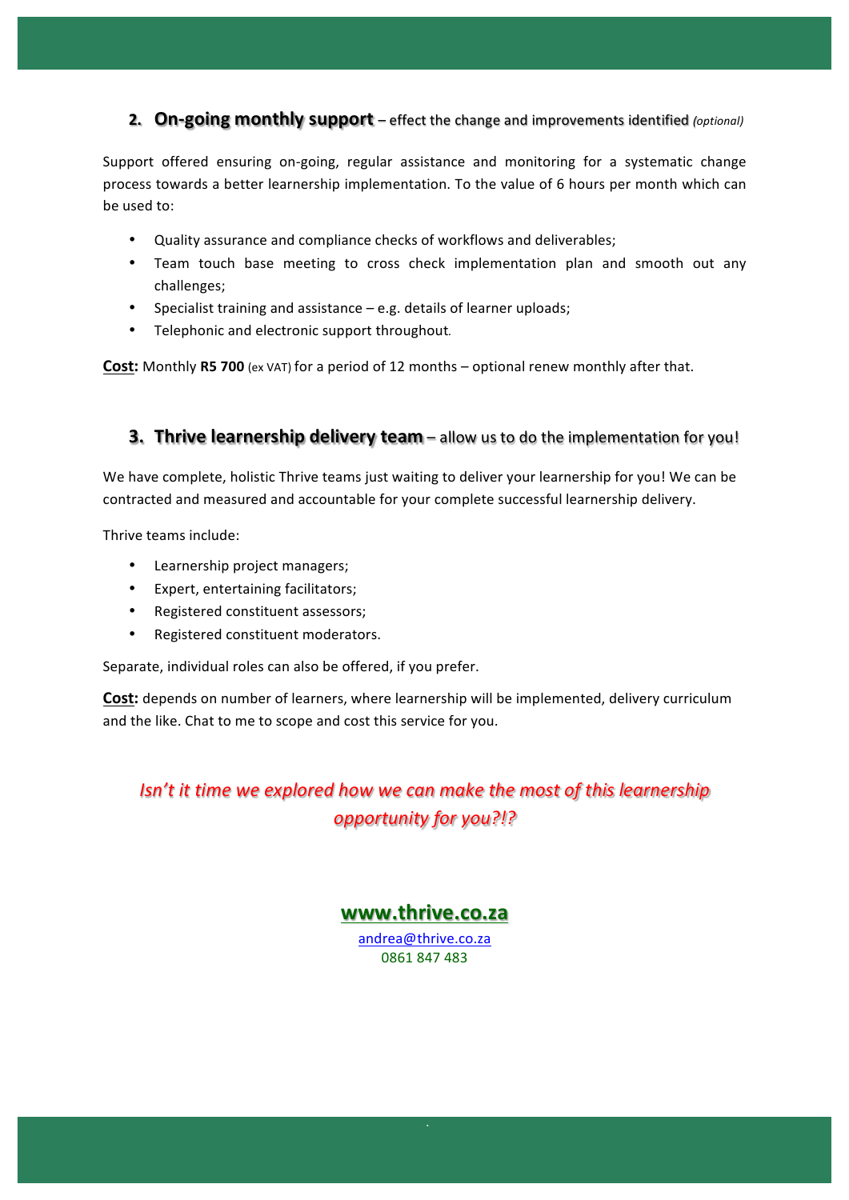## 2. **On-going monthly support** – effect the change and improvements identified *(optional)*

Support offered ensuring on-going, regular assistance and monitoring for a systematic change process towards a better learnership implementation. To the value of 6 hours per month which can be used to:

- Quality assurance and compliance checks of workflows and deliverables;
- Team touch base meeting to cross check implementation plan and smooth out any challenges;
- Specialist training and assistance – e.g. details of learner uploads;
- Telephonic and electronic support throughout.

**Cost:** Monthly **R5 700** (ex VAT) for a period of 12 months – optional renew monthly after that.

## 3. **Thrive learnership delivery team** – allow us to do the implementation for you!

We have complete, holistic Thrive teams just waiting to deliver your learnership for you! We can be contracted and measured and accountable for your complete successful learnership delivery.

Thrive teams include:

- Learnership project managers;
- Expert, entertaining facilitators;
- Registered constituent assessors;
- Registered constituent moderators.

Separate, individual roles can also be offered, if you prefer.

**Cost:** depends on number of learners, where learnership will be implemented, delivery curriculum and the like. Chat to me to scope and cost this service for you.

*Isn't it time we explored how we can make the most of this learnership opportunity for you?!?*

**www.thrive.co.za**

andrea@thrive.co.za

0861 847 483